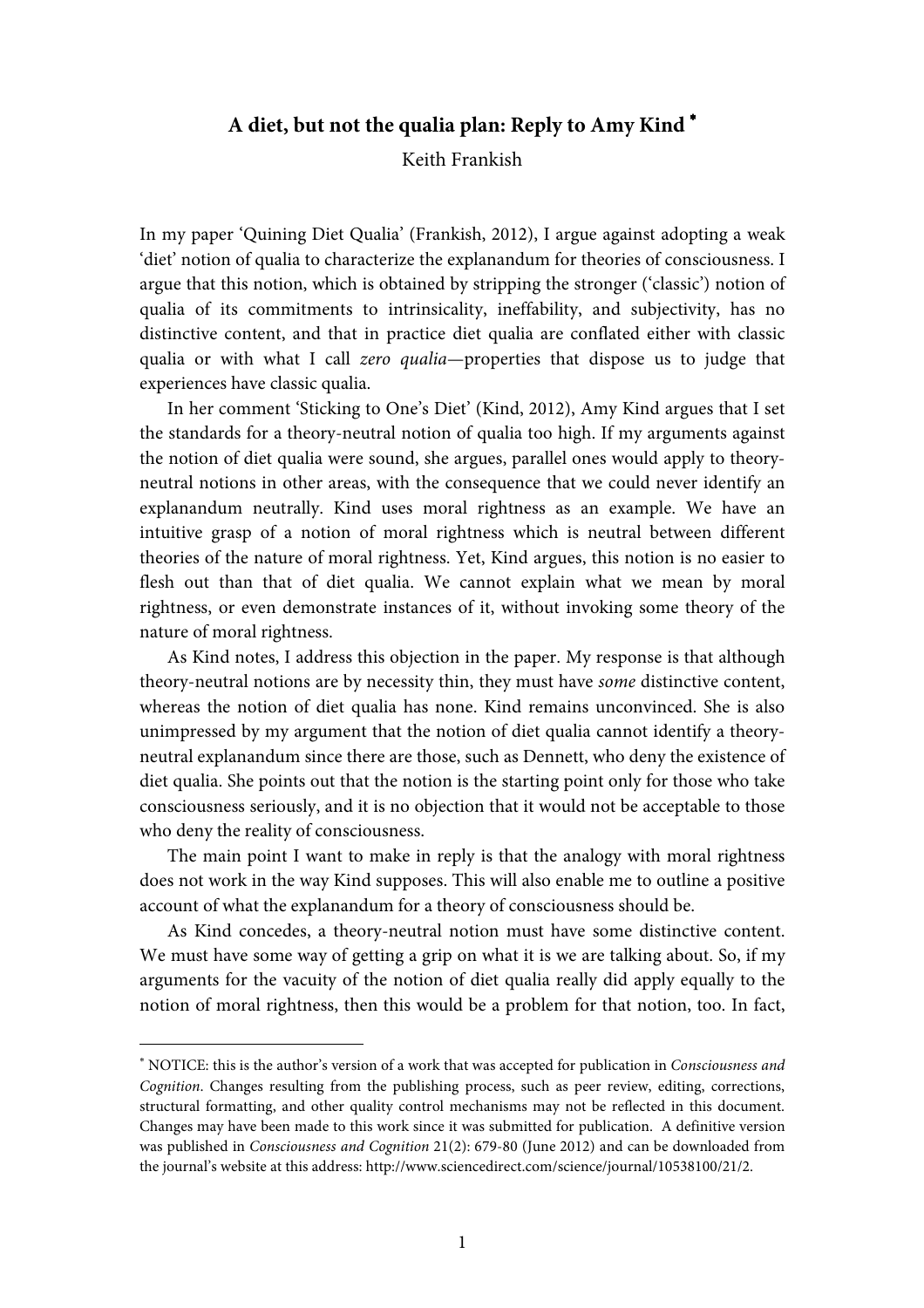# A diet, but not the qualia plan: Reply to Amy Kind [*]

Keith Frankish

In my paper 'Quining Diet Qualia' (Frankish, 2012), I argue against adopting a weak 'diet' notion of qualia to characterize the explanandum for theories of consciousness. I argue that this notion, which is obtained by stripping the stronger ('classic') notion of qualia of its commitments to intrinsicality, ineffability, and subjectivity, has no distinctive content, and that in practice diet qualia are conflated either with classic qualia or with what I call *zero qualia*—properties that dispose us to judge that experiences have classic qualia.

In her comment 'Sticking to One's Diet' (Kind, 2012), Amy Kind argues that I set the standards for a theory-neutral notion of qualia too high. If my arguments against the notion of diet qualia were sound, she argues, parallel ones would apply to theory-neutral notions in other areas, with the consequence that we could never identify an explanandum neutrally. Kind uses moral rightness as an example. We have an intuitive grasp of a notion of moral rightness which is neutral between different theories of the nature of moral rightness. Yet, Kind argues, this notion is no easier to flesh out than that of diet qualia. We cannot explain what we mean by moral rightness, or even demonstrate instances of it, without invoking some theory of the nature of moral rightness.

As Kind notes, I address this objection in the paper. My response is that although theory-neutral notions are by necessity thin, they must have *some* distinctive content, whereas the notion of diet qualia has none. Kind remains unconvinced. She is also unimpressed by my argument that the notion of diet qualia cannot identify a theory-neutral explanandum since there are those, such as Dennett, who deny the existence of diet qualia. She points out that the notion is the starting point only for those who take consciousness seriously, and it is no objection that it would not be acceptable to those who deny the reality of consciousness.

The main point I want to make in reply is that the analogy with moral rightness does not work in the way Kind supposes. This will also enable me to outline a positive account of what the explanandum for a theory of consciousness should be.

As Kind concedes, a theory-neutral notion must have some distinctive content. We must have some way of getting a grip on what it is we are talking about. So, if my arguments for the vacuity of the notion of diet qualia really did apply equally to the notion of moral rightness, then this would be a problem for that notion, too. In fact,

---

[*] NOTICE: this is the author's version of a work that was accepted for publication in *Consciousness and Cognition*. Changes resulting from the publishing process, such as peer review, editing, corrections, structural formatting, and other quality control mechanisms may not be reflected in this document. Changes may have been made to this work since it was submitted for publication. A definitive version was published in *Consciousness and Cognition* 21(2): 679-80 (June 2012) and can be downloaded from the journal's website at this address: http://www.sciencedirect.com/science/journal/10538100/21/2.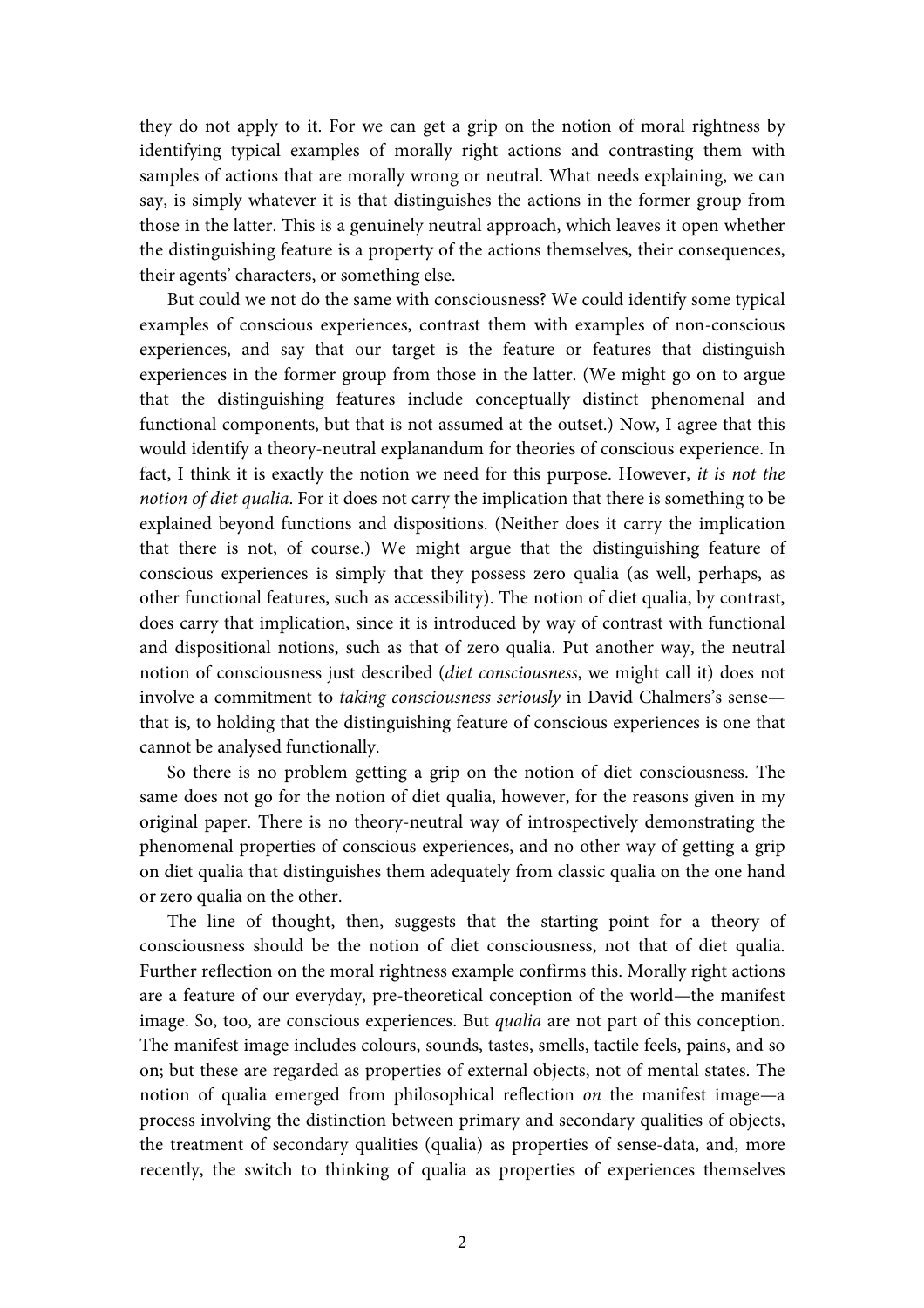they do not apply to it. For we can get a grip on the notion of moral rightness by identifying typical examples of morally right actions and contrasting them with samples of actions that are morally wrong or neutral. What needs explaining, we can say, is simply whatever it is that distinguishes the actions in the former group from those in the latter. This is a genuinely neutral approach, which leaves it open whether the distinguishing feature is a property of the actions themselves, their consequences, their agents' characters, or something else.

But could we not do the same with consciousness? We could identify some typical examples of conscious experiences, contrast them with examples of non-conscious experiences, and say that our target is the feature or features that distinguish experiences in the former group from those in the latter. (We might go on to argue that the distinguishing features include conceptually distinct phenomenal and functional components, but that is not assumed at the outset.) Now, I agree that this would identify a theory-neutral explanandum for theories of conscious experience. In fact, I think it is exactly the notion we need for this purpose. However, *it is not the notion of diet qualia*. For it does not carry the implication that there is something to be explained beyond functions and dispositions. (Neither does it carry the implication that there is not, of course.) We might argue that the distinguishing feature of conscious experiences is simply that they possess zero qualia (as well, perhaps, as other functional features, such as accessibility). The notion of diet qualia, by contrast, does carry that implication, since it is introduced by way of contrast with functional and dispositional notions, such as that of zero qualia. Put another way, the neutral notion of consciousness just described (*diet consciousness*, we might call it) does not involve a commitment to *taking consciousness seriously* in David Chalmers's sense—that is, to holding that the distinguishing feature of conscious experiences is one that cannot be analysed functionally.

So there is no problem getting a grip on the notion of diet consciousness. The same does not go for the notion of diet qualia, however, for the reasons given in my original paper. There is no theory-neutral way of introspectively demonstrating the phenomenal properties of conscious experiences, and no other way of getting a grip on diet qualia that distinguishes them adequately from classic qualia on the one hand or zero qualia on the other.

The line of thought, then, suggests that the starting point for a theory of consciousness should be the notion of diet consciousness, not that of diet qualia. Further reflection on the moral rightness example confirms this. Morally right actions are a feature of our everyday, pre-theoretical conception of the world—the manifest image. So, too, are conscious experiences. But *qualia* are not part of this conception. The manifest image includes colours, sounds, tastes, smells, tactile feels, pains, and so on; but these are regarded as properties of external objects, not of mental states. The notion of qualia emerged from philosophical reflection *on* the manifest image—a process involving the distinction between primary and secondary qualities of objects, the treatment of secondary qualities (qualia) as properties of sense-data, and, more recently, the switch to thinking of qualia as properties of experiences themselves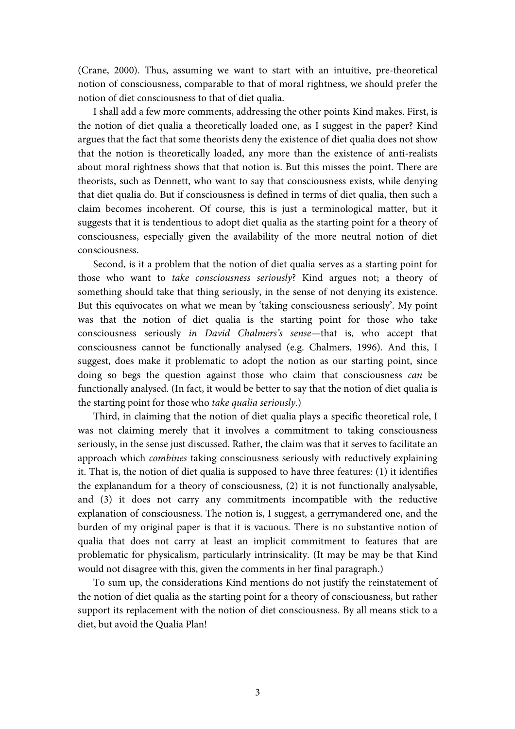(Crane, 2000). Thus, assuming we want to start with an intuitive, pre-theoretical notion of consciousness, comparable to that of moral rightness, we should prefer the notion of diet consciousness to that of diet qualia.

I shall add a few more comments, addressing the other points Kind makes. First, is the notion of diet qualia a theoretically loaded one, as I suggest in the paper? Kind argues that the fact that some theorists deny the existence of diet qualia does not show that the notion is theoretically loaded, any more than the existence of anti-realists about moral rightness shows that that notion is. But this misses the point. There are theorists, such as Dennett, who want to say that consciousness exists, while denying that diet qualia do. But if consciousness is defined in terms of diet qualia, then such a claim becomes incoherent. Of course, this is just a terminological matter, but it suggests that it is tendentious to adopt diet qualia as the starting point for a theory of consciousness, especially given the availability of the more neutral notion of diet consciousness.

Second, is it a problem that the notion of diet qualia serves as a starting point for those who want to *take consciousness seriously*? Kind argues not; a theory of something should take that thing seriously, in the sense of not denying its existence. But this equivocates on what we mean by 'taking consciousness seriously'. My point was that the notion of diet qualia is the starting point for those who take consciousness seriously *in David Chalmers's sense*—that is, who accept that consciousness cannot be functionally analysed (e.g. Chalmers, 1996). And this, I suggest, does make it problematic to adopt the notion as our starting point, since doing so begs the question against those who claim that consciousness *can* be functionally analysed. (In fact, it would be better to say that the notion of diet qualia is the starting point for those who *take qualia seriously*.)

Third, in claiming that the notion of diet qualia plays a specific theoretical role, I was not claiming merely that it involves a commitment to taking consciousness seriously, in the sense just discussed. Rather, the claim was that it serves to facilitate an approach which *combines* taking consciousness seriously with reductively explaining it. That is, the notion of diet qualia is supposed to have three features: (1) it identifies the explanandum for a theory of consciousness, (2) it is not functionally analysable, and (3) it does not carry any commitments incompatible with the reductive explanation of consciousness. The notion is, I suggest, a gerrymandered one, and the burden of my original paper is that it is vacuous. There is no substantive notion of qualia that does not carry at least an implicit commitment to features that are problematic for physicalism, particularly intrinsicality. (It may be may be that Kind would not disagree with this, given the comments in her final paragraph.)

To sum up, the considerations Kind mentions do not justify the reinstatement of the notion of diet qualia as the starting point for a theory of consciousness, but rather support its replacement with the notion of diet consciousness. By all means stick to a diet, but avoid the Qualia Plan!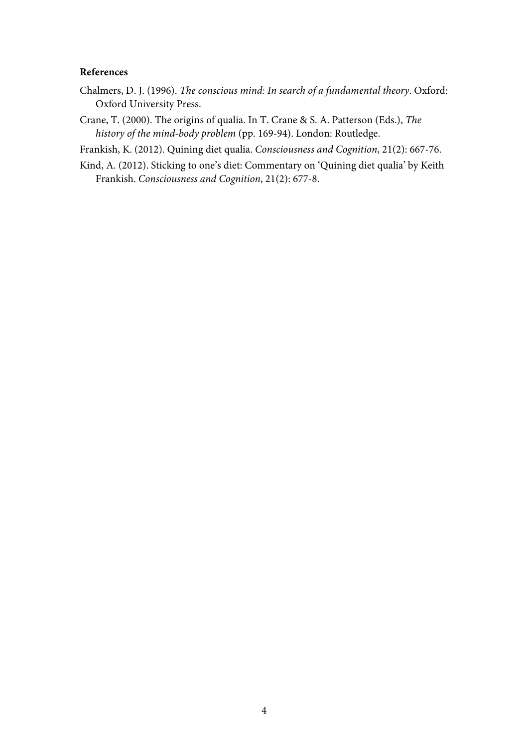**References**

Chalmers, D. J. (1996). *The conscious mind: In search of a fundamental theory*. Oxford: Oxford University Press.

Crane, T. (2000). The origins of qualia. In T. Crane & S. A. Patterson (Eds.), *The history of the mind-body problem* (pp. 169-94). London: Routledge.

Frankish, K. (2012). Quining diet qualia. *Consciousness and Cognition*, 21(2): 667-76.

Kind, A. (2012). Sticking to one's diet: Commentary on 'Quining diet qualia' by Keith Frankish. *Consciousness and Cognition*, 21(2): 677-8.